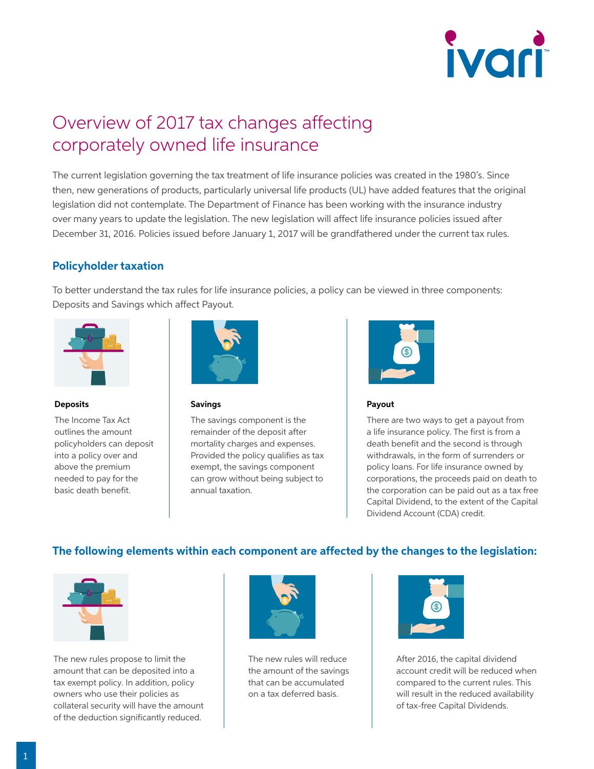# Overview of 2017 tax changes affecting corporately owned life insurance

The current legislation governing the tax treatment of life insurance policies was created in the 1980's. Since then, new generations of products, particularly universal life products (UL) have added features that the original legislation did not contemplate. The Department of Finance has been working with the insurance industry over many years to update the legislation. The new legislation will affect life insurance policies issued after December 31, 2016. Policies issued before January 1, 2017 will be grandfathered under the current tax rules.

## Policyholder taxation

To better understand the tax rules for life insurance policies, a policy can be viewed in three components: Deposits and Savings which affect Payout.

**Deposits**

The Income Tax Act outlines the amount policyholders can deposit into a policy over and above the premium needed to pay for the basic death benefit.

**Savings**

The savings component is the remainder of the deposit after mortality charges and expenses. Provided the policy qualifies as tax exempt, the savings component can grow without being subject to annual taxation.

**Payout**

There are two ways to get a payout from a life insurance policy. The first is from a death benefit and the second is through withdrawals, in the form of surrenders or policy loans. For life insurance owned by corporations, the proceeds paid on death to the corporation can be paid out as a tax free Capital Dividend, to the extent of the Capital Dividend Account (CDA) credit.

## The following elements within each component are affected by the changes to the legislation:

The new rules propose to limit the amount that can be deposited into a tax exempt policy. In addition, policy owners who use their policies as collateral security will have the amount of the deduction significantly reduced.

The new rules will reduce the amount of the savings that can be accumulated on a tax deferred basis.

After 2016, the capital dividend account credit will be reduced when compared to the current rules. This will result in the reduced availability of tax-free Capital Dividends.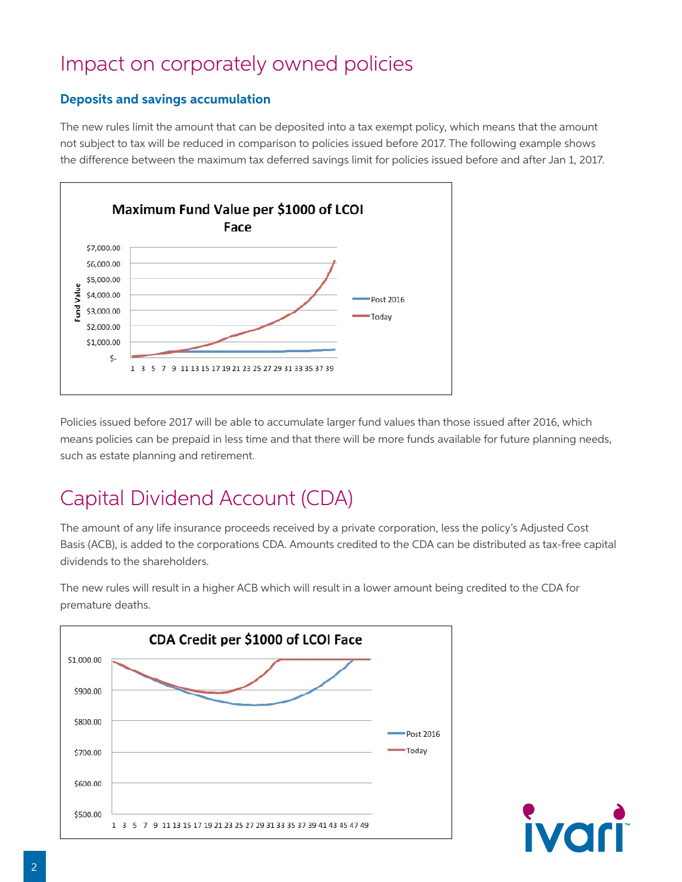# Impact on corporately owned policies

### Deposits and savings accumulation

The new rules limit the amount that can be deposited into a tax exempt policy, which means that the amount not subject to tax will be reduced in comparison to policies issued before 2017. The following example shows the difference between the maximum tax deferred savings limit for policies issued before and after Jan 1, 2017.

Policies issued before 2017 will be able to accumulate larger fund values than those issued after 2016, which means policies can be prepaid in less time and that there will be more funds available for future planning needs, such as estate planning and retirement.

# Capital Dividend Account (CDA)

The amount of any life insurance proceeds received by a private corporation, less the policy's Adjusted Cost Basis (ACB), is added to the corporations CDA. Amounts credited to the CDA can be distributed as tax-free capital dividends to the shareholders.

The new rules will result in a higher ACB which will result in a lower amount being credited to the CDA for premature deaths.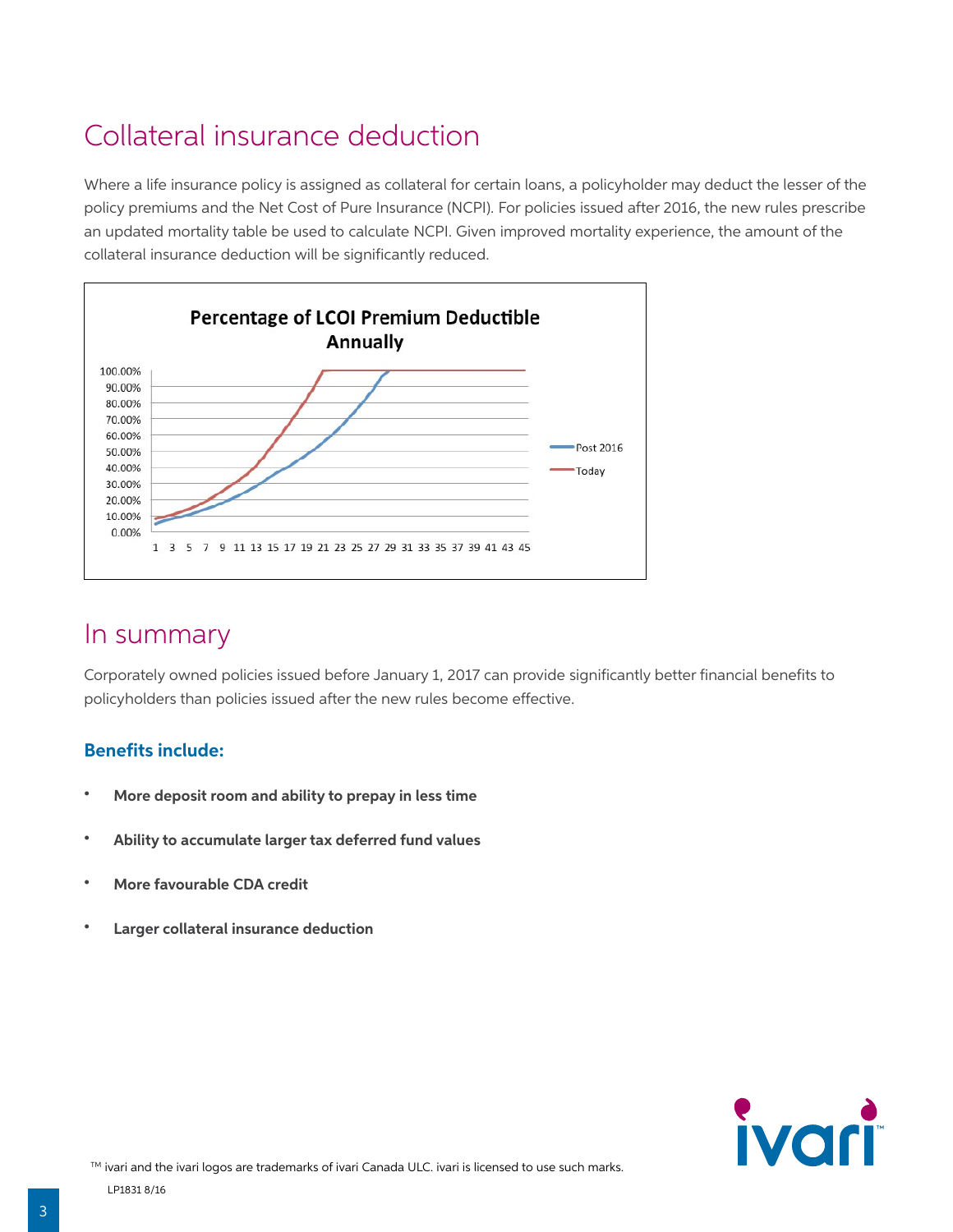# Collateral insurance deduction

Where a life insurance policy is assigned as collateral for certain loans, a policyholder may deduct the lesser of the policy premiums and the Net Cost of Pure Insurance (NCPI). For policies issued after 2016, the new rules prescribe an updated mortality table be used to calculate NCPI. Given improved mortality experience, the amount of the collateral insurance deduction will be significantly reduced.

Percentage of LCOI Premium Deductible Annually

100.00%
90.00%
80.00%
70.00%
60.00%
50.00%
40.00%
30.00%
20.00%
10.00%
0.00%

1 3 5 7 9 11 13 15 17 19 21 23 25 27 29 31 33 35 37 39 41 43 45

Post 2016
Today

# In summary

Corporately owned policies issued before January 1, 2017 can provide significantly better financial benefits to policyholders than policies issued after the new rules become effective.

### Benefits include:

- **More deposit room and ability to prepay in less time**
- **Ability to accumulate larger tax deferred fund values**
- **More favourable CDA credit**
- **Larger collateral insurance deduction**

™ ivari and the ivari logos are trademarks of ivari Canada ULC. ivari is licensed to use such marks.

LP1831 8/16